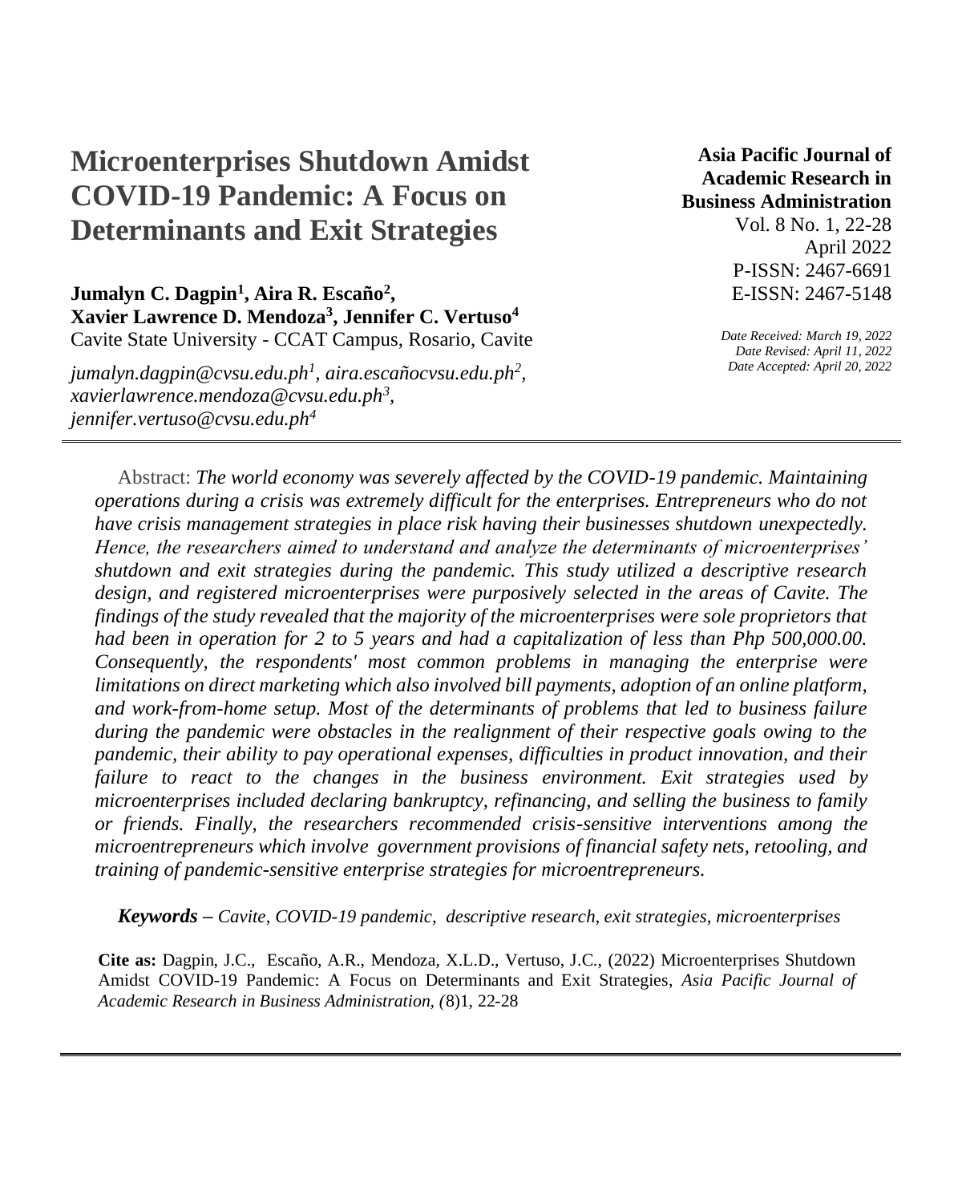# Microenterprises Shutdown Amidst COVID-19 Pandemic: A Focus on Determinants and Exit Strategies

**Jumalyn C. Dagpin[1], Aira R. Escaño[2], Xavier Lawrence D. Mendoza[3], Jennifer C. Vertuso[4]**
Cavite State University - CCAT Campus, Rosario, Cavite

*jumalyn.dagpin@cvsu.edu.ph[1], aira.escañocvsu.edu.ph[2], xavierlawrence.mendoza@cvsu.edu.ph[3], jennifer.vertuso@cvsu.edu.ph[4]*

**Asia Pacific Journal of Academic Research in Business Administration**
Vol. 8 No. 1, 22-28
April 2022
P-ISSN: 2467-6691
E-ISSN: 2467-5148

*Date Received: March 19, 2022*
*Date Revised: April 11, 2022*
*Date Accepted: April 20, 2022*

---

Abstract: *The world economy was severely affected by the COVID-19 pandemic. Maintaining operations during a crisis was extremely difficult for the enterprises. Entrepreneurs who do not have crisis management strategies in place risk having their businesses shutdown unexpectedly. Hence, the researchers aimed to understand and analyze the determinants of microenterprises' shutdown and exit strategies during the pandemic. This study utilized a descriptive research design, and registered microenterprises were purposively selected in the areas of Cavite. The findings of the study revealed that the majority of the microenterprises were sole proprietors that had been in operation for 2 to 5 years and had a capitalization of less than Php 500,000.00. Consequently, the respondents' most common problems in managing the enterprise were limitations on direct marketing which also involved bill payments, adoption of an online platform, and work-from-home setup. Most of the determinants of problems that led to business failure during the pandemic were obstacles in the realignment of their respective goals owing to the pandemic, their ability to pay operational expenses, difficulties in product innovation, and their failure to react to the changes in the business environment. Exit strategies used by microenterprises included declaring bankruptcy, refinancing, and selling the business to family or friends. Finally, the researchers recommended crisis-sensitive interventions among the microentrepreneurs which involve government provisions of financial safety nets, retooling, and training of pandemic-sensitive enterprise strategies for microentrepreneurs.*

***Keywords** – Cavite, COVID-19 pandemic, descriptive research, exit strategies, microenterprises*

**Cite as:** Dagpin, J.C., Escaño, A.R., Mendoza, X.L.D., Vertuso, J.C., (2022) Microenterprises Shutdown Amidst COVID-19 Pandemic: A Focus on Determinants and Exit Strategies, *Asia Pacific Journal of Academic Research in Business Administration, (*8)1, 22-28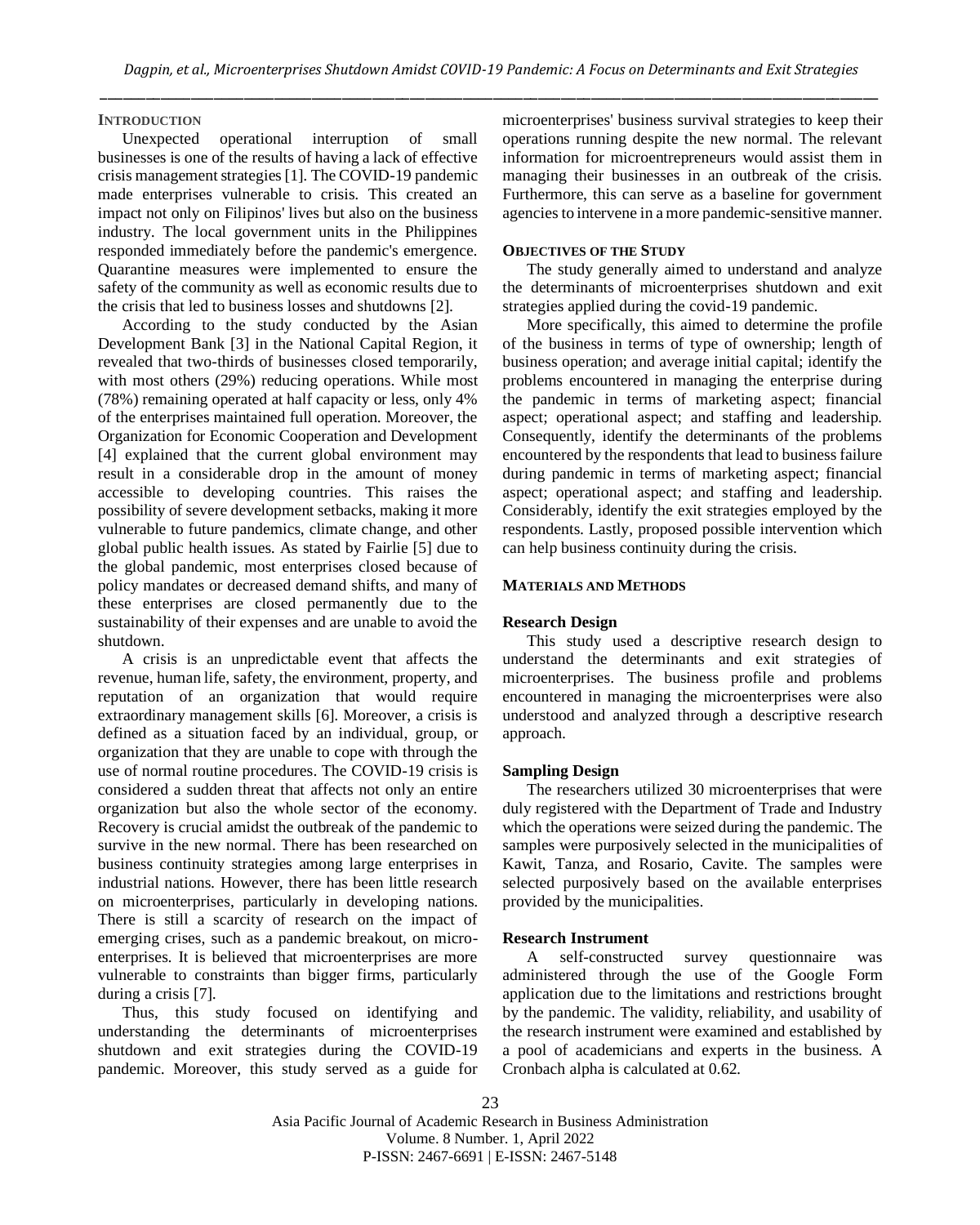## INTRODUCTION

Unexpected operational interruption of small businesses is one of the results of having a lack of effective crisis management strategies [1]. The COVID-19 pandemic made enterprises vulnerable to crisis. This created an impact not only on Filipinos' lives but also on the business industry. The local government units in the Philippines responded immediately before the pandemic's emergence. Quarantine measures were implemented to ensure the safety of the community as well as economic results due to the crisis that led to business losses and shutdowns [2].

According to the study conducted by the Asian Development Bank [3] in the National Capital Region, it revealed that two-thirds of businesses closed temporarily, with most others (29%) reducing operations. While most (78%) remaining operated at half capacity or less, only 4% of the enterprises maintained full operation. Moreover, the Organization for Economic Cooperation and Development [4] explained that the current global environment may result in a considerable drop in the amount of money accessible to developing countries. This raises the possibility of severe development setbacks, making it more vulnerable to future pandemics, climate change, and other global public health issues. As stated by Fairlie [5] due to the global pandemic, most enterprises closed because of policy mandates or decreased demand shifts, and many of these enterprises are closed permanently due to the sustainability of their expenses and are unable to avoid the shutdown.

A crisis is an unpredictable event that affects the revenue, human life, safety, the environment, property, and reputation of an organization that would require extraordinary management skills [6]. Moreover, a crisis is defined as a situation faced by an individual, group, or organization that they are unable to cope with through the use of normal routine procedures. The COVID-19 crisis is considered a sudden threat that affects not only an entire organization but also the whole sector of the economy. Recovery is crucial amidst the outbreak of the pandemic to survive in the new normal. There has been researched on business continuity strategies among large enterprises in industrial nations. However, there has been little research on microenterprises, particularly in developing nations. There is still a scarcity of research on the impact of emerging crises, such as a pandemic breakout, on micro-enterprises. It is believed that microenterprises are more vulnerable to constraints than bigger firms, particularly during a crisis [7].

Thus, this study focused on identifying and understanding the determinants of microenterprises shutdown and exit strategies during the COVID-19 pandemic. Moreover, this study served as a guide for microenterprises' business survival strategies to keep their operations running despite the new normal. The relevant information for microentrepreneurs would assist them in managing their businesses in an outbreak of the crisis. Furthermore, this can serve as a baseline for government agencies to intervene in a more pandemic-sensitive manner.

## OBJECTIVES OF THE STUDY

The study generally aimed to understand and analyze the determinants of microenterprises shutdown and exit strategies applied during the covid-19 pandemic.

More specifically, this aimed to determine the profile of the business in terms of type of ownership; length of business operation; and average initial capital; identify the problems encountered in managing the enterprise during the pandemic in terms of marketing aspect; financial aspect; operational aspect; and staffing and leadership. Consequently, identify the determinants of the problems encountered by the respondents that lead to business failure during pandemic in terms of marketing aspect; financial aspect; operational aspect; and staffing and leadership. Considerably, identify the exit strategies employed by the respondents. Lastly, proposed possible intervention which can help business continuity during the crisis.

## MATERIALS AND METHODS

### Research Design

This study used a descriptive research design to understand the determinants and exit strategies of microenterprises. The business profile and problems encountered in managing the microenterprises were also understood and analyzed through a descriptive research approach.

### Sampling Design

The researchers utilized 30 microenterprises that were duly registered with the Department of Trade and Industry which the operations were seized during the pandemic. The samples were purposively selected in the municipalities of Kawit, Tanza, and Rosario, Cavite. The samples were selected purposively based on the available enterprises provided by the municipalities.

### Research Instrument

A self-constructed survey questionnaire was administered through the use of the Google Form application due to the limitations and restrictions brought by the pandemic. The validity, reliability, and usability of the research instrument were examined and established by a pool of academicians and experts in the business. A Cronbach alpha is calculated at 0.62.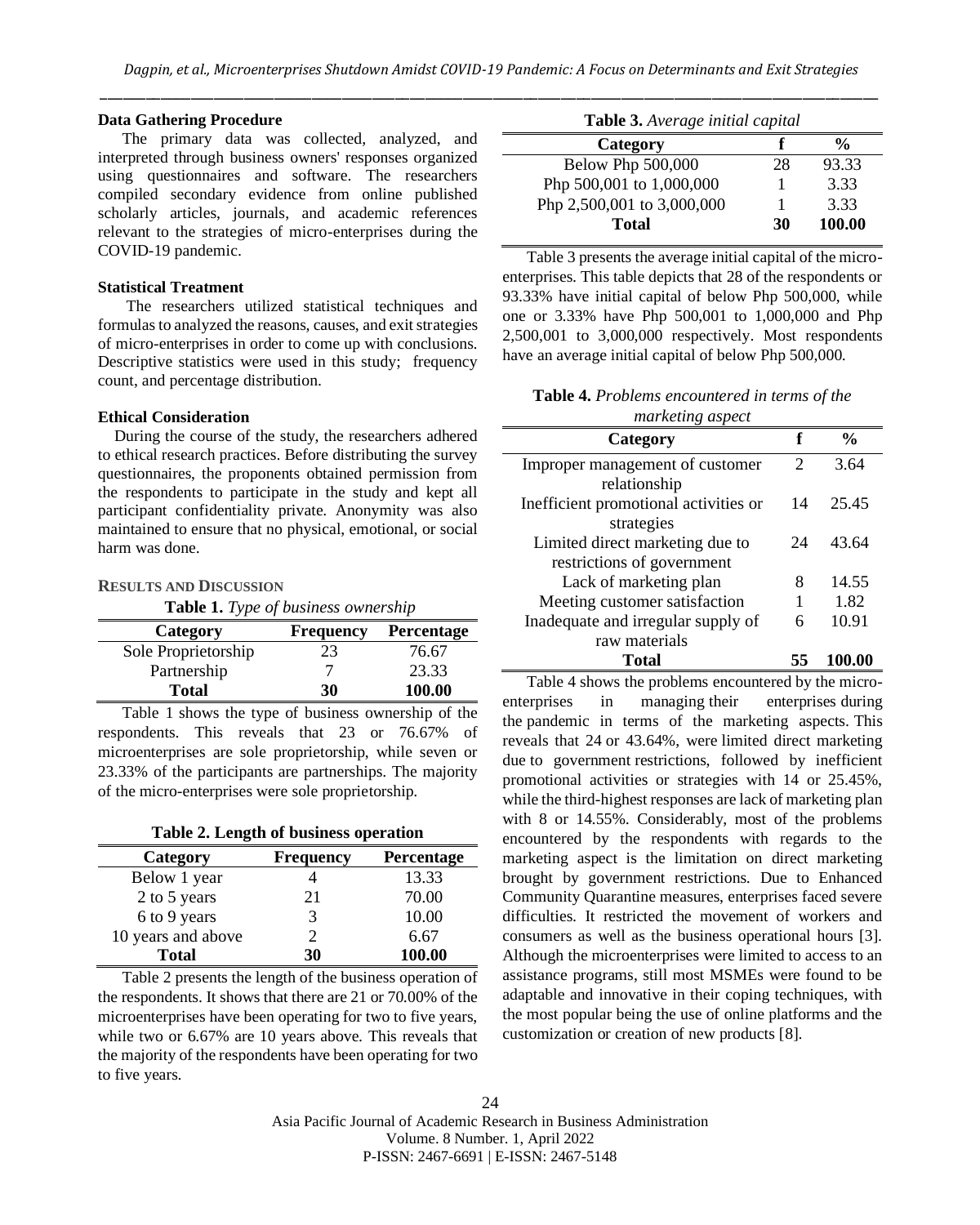### Data Gathering Procedure

The primary data was collected, analyzed, and interpreted through business owners' responses organized using questionnaires and software. The researchers compiled secondary evidence from online published scholarly articles, journals, and academic references relevant to the strategies of micro-enterprises during the COVID-19 pandemic.

### Statistical Treatment

The researchers utilized statistical techniques and formulas to analyzed the reasons, causes, and exit strategies of micro-enterprises in order to come up with conclusions. Descriptive statistics were used in this study; frequency count, and percentage distribution.

### Ethical Consideration

During the course of the study, the researchers adhered to ethical research practices. Before distributing the survey questionnaires, the proponents obtained permission from the respondents to participate in the study and kept all participant confidentiality private. Anonymity was also maintained to ensure that no physical, emotional, or social harm was done.

## RESULTS AND DISCUSSION

**Table 1.** *Type of business ownership*

| Category | Frequency | Percentage |
|---|---|---|
| Sole Proprietorship | 23 | 76.67 |
| Partnership | 7 | 23.33 |
| **Total** | **30** | **100.00** |

Table 1 shows the type of business ownership of the respondents. This reveals that 23 or 76.67% of microenterprises are sole proprietorship, while seven or 23.33% of the participants are partnerships. The majority of the micro-enterprises were sole proprietorship.

**Table 2. Length of business operation**

| Category | Frequency | Percentage |
|---|---|---|
| Below 1 year | 4 | 13.33 |
| 2 to 5 years | 21 | 70.00 |
| 6 to 9 years | 3 | 10.00 |
| 10 years and above | 2 | 6.67 |
| **Total** | **30** | **100.00** |

Table 2 presents the length of the business operation of the respondents. It shows that there are 21 or 70.00% of the microenterprises have been operating for two to five years, while two or 6.67% are 10 years above. This reveals that the majority of the respondents have been operating for two to five years.

**Table 3.** *Average initial capital*

| Category | f | % |
|---|---|---|
| Below Php 500,000 | 28 | 93.33 |
| Php 500,001 to 1,000,000 | 1 | 3.33 |
| Php 2,500,001 to 3,000,000 | 1 | 3.33 |
| **Total** | **30** | **100.00** |

Table 3 presents the average initial capital of the micro-enterprises. This table depicts that 28 of the respondents or 93.33% have initial capital of below Php 500,000, while one or 3.33% have Php 500,001 to 1,000,000 and Php 2,500,001 to 3,000,000 respectively. Most respondents have an average initial capital of below Php 500,000.

**Table 4.** *Problems encountered in terms of the marketing aspect*

| Category | f | % |
|---|---|---|
| Improper management of customer relationship | 2 | 3.64 |
| Inefficient promotional activities or strategies | 14 | 25.45 |
| Limited direct marketing due to restrictions of government | 24 | 43.64 |
| Lack of marketing plan | 8 | 14.55 |
| Meeting customer satisfaction | 1 | 1.82 |
| Inadequate and irregular supply of raw materials | 6 | 10.91 |
| **Total** | **55** | **100.00** |

Table 4 shows the problems encountered by the micro-enterprises in managing their enterprises during the pandemic in terms of the marketing aspects. This reveals that 24 or 43.64%, were limited direct marketing due to government restrictions, followed by inefficient promotional activities or strategies with 14 or 25.45%, while the third-highest responses are lack of marketing plan with 8 or 14.55%. Considerably, most of the problems encountered by the respondents with regards to the marketing aspect is the limitation on direct marketing brought by government restrictions. Due to Enhanced Community Quarantine measures, enterprises faced severe difficulties. It restricted the movement of workers and consumers as well as the business operational hours [3]. Although the microenterprises were limited to access to an assistance programs, still most MSMEs were found to be adaptable and innovative in their coping techniques, with the most popular being the use of online platforms and the customization or creation of new products [8].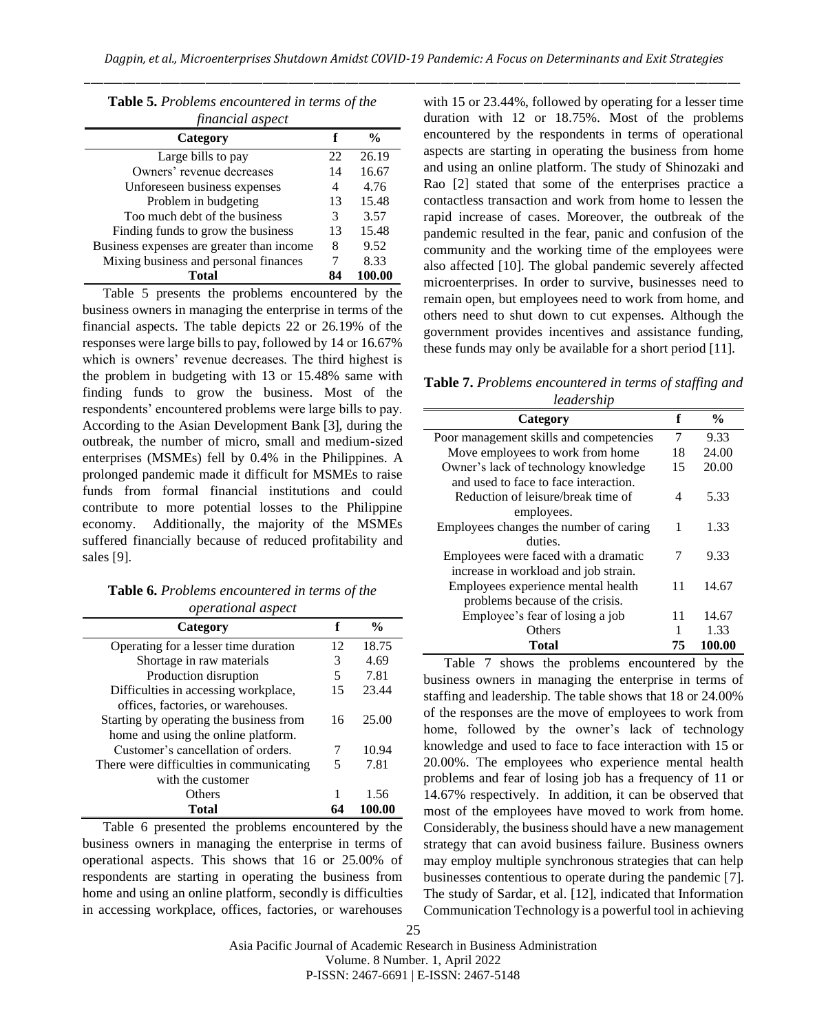**Table 5.** *Problems encountered in terms of the financial aspect*

| Category | f | % |
|---|---|---|
| Large bills to pay | 22 | 26.19 |
| Owners' revenue decreases | 14 | 16.67 |
| Unforeseen business expenses | 4 | 4.76 |
| Problem in budgeting | 13 | 15.48 |
| Too much debt of the business | 3 | 3.57 |
| Finding funds to grow the business | 13 | 15.48 |
| Business expenses are greater than income | 8 | 9.52 |
| Mixing business and personal finances | 7 | 8.33 |
| **Total** | **84** | **100.00** |

Table 5 presents the problems encountered by the business owners in managing the enterprise in terms of the financial aspects. The table depicts 22 or 26.19% of the responses were large bills to pay, followed by 14 or 16.67% which is owners' revenue decreases. The third highest is the problem in budgeting with 13 or 15.48% same with finding funds to grow the business. Most of the respondents' encountered problems were large bills to pay. According to the Asian Development Bank [3], during the outbreak, the number of micro, small and medium-sized enterprises (MSMEs) fell by 0.4% in the Philippines. A prolonged pandemic made it difficult for MSMEs to raise funds from formal financial institutions and could contribute to more potential losses to the Philippine economy. Additionally, the majority of the MSMEs suffered financially because of reduced profitability and sales [9].

**Table 6.** *Problems encountered in terms of the operational aspect*

| Category | f | % |
|---|---|---|
| Operating for a lesser time duration | 12 | 18.75 |
| Shortage in raw materials | 3 | 4.69 |
| Production disruption | 5 | 7.81 |
| Difficulties in accessing workplace, offices, factories, or warehouses. | 15 | 23.44 |
| Starting by operating the business from home and using the online platform. | 16 | 25.00 |
| Customer's cancellation of orders. | 7 | 10.94 |
| There were difficulties in communicating with the customer | 5 | 7.81 |
| Others | 1 | 1.56 |
| **Total** | **64** | **100.00** |

Table 6 presented the problems encountered by the business owners in managing the enterprise in terms of operational aspects. This shows that 16 or 25.00% of respondents are starting in operating the business from home and using an online platform, secondly is difficulties in accessing workplace, offices, factories, or warehouses with 15 or 23.44%, followed by operating for a lesser time duration with 12 or 18.75%. Most of the problems encountered by the respondents in terms of operational aspects are starting in operating the business from home and using an online platform. The study of Shinozaki and Rao [2] stated that some of the enterprises practice a contactless transaction and work from home to lessen the rapid increase of cases. Moreover, the outbreak of the pandemic resulted in the fear, panic and confusion of the community and the working time of the employees were also affected [10]. The global pandemic severely affected microenterprises. In order to survive, businesses need to remain open, but employees need to work from home, and others need to shut down to cut expenses. Although the government provides incentives and assistance funding, these funds may only be available for a short period [11].

**Table 7.** *Problems encountered in terms of staffing and leadership*

| Category | f | % |
|---|---|---|
| Poor management skills and competencies | 7 | 9.33 |
| Move employees to work from home | 18 | 24.00 |
| Owner's lack of technology knowledge and used to face to face interaction. | 15 | 20.00 |
| Reduction of leisure/break time of employees. | 4 | 5.33 |
| Employees changes the number of caring duties. | 1 | 1.33 |
| Employees were faced with a dramatic increase in workload and job strain. | 7 | 9.33 |
| Employees experience mental health problems because of the crisis. | 11 | 14.67 |
| Employee's fear of losing a job | 11 | 14.67 |
| Others | 1 | 1.33 |
| **Total** | **75** | **100.00** |

Table 7 shows the problems encountered by the business owners in managing the enterprise in terms of staffing and leadership. The table shows that 18 or 24.00% of the responses are the move of employees to work from home, followed by the owner's lack of technology knowledge and used to face to face interaction with 15 or 20.00%. The employees who experience mental health problems and fear of losing job has a frequency of 11 or 14.67% respectively. In addition, it can be observed that most of the employees have moved to work from home. Considerably, the business should have a new management strategy that can avoid business failure. Business owners may employ multiple synchronous strategies that can help businesses contentious to operate during the pandemic [7]. The study of Sardar, et al. [12], indicated that Information Communication Technology is a powerful tool in achieving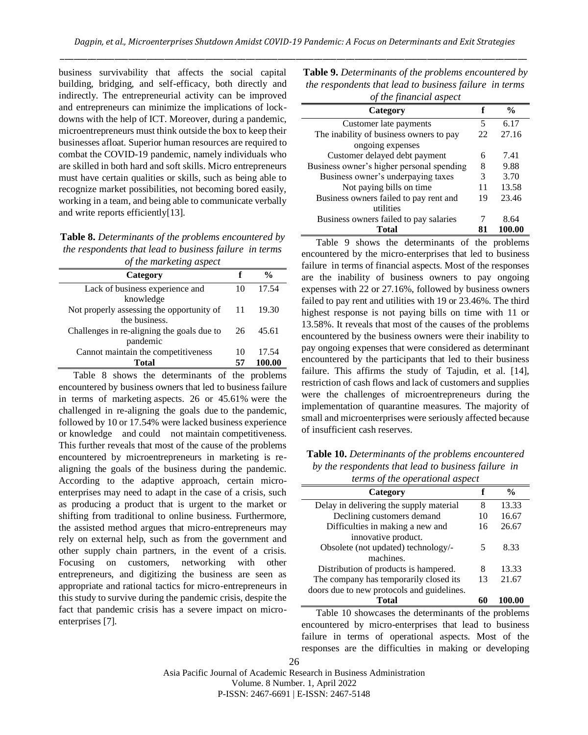business survivability that affects the social capital building, bridging, and self-efficacy, both directly and indirectly. The entrepreneurial activity can be improved and entrepreneurs can minimize the implications of lock-downs with the help of ICT. Moreover, during a pandemic, microentrepreneurs must think outside the box to keep their businesses afloat. Superior human resources are required to combat the COVID-19 pandemic, namely individuals who are skilled in both hard and soft skills. Micro entrepreneurs must have certain qualities or skills, such as being able to recognize market possibilities, not becoming bored easily, working in a team, and being able to communicate verbally and write reports efficiently[13].

**Table 8.** *Determinants of the problems encountered by the respondents that lead to business failure in terms of the marketing aspect*

| Category | f | % |
|---|---|---|
| Lack of business experience and knowledge | 10 | 17.54 |
| Not properly assessing the opportunity of the business. | 11 | 19.30 |
| Challenges in re-aligning the goals due to pandemic | 26 | 45.61 |
| Cannot maintain the competitiveness | 10 | 17.54 |
| **Total** | **57** | **100.00** |

Table 8 shows the determinants of the problems encountered by business owners that led to business failure in terms of marketing aspects. 26 or 45.61% were the challenged in re-aligning the goals due to the pandemic, followed by 10 or 17.54% were lacked business experience or knowledge and could not maintain competitiveness. This further reveals that most of the cause of the problems encountered by microentrepreneurs in marketing is re-aligning the goals of the business during the pandemic. According to the adaptive approach, certain micro-enterprises may need to adapt in the case of a crisis, such as producing a product that is urgent to the market or shifting from traditional to online business. Furthermore, the assisted method argues that micro-entrepreneurs may rely on external help, such as from the government and other supply chain partners, in the event of a crisis. Focusing on customers, networking with other entrepreneurs, and digitizing the business are seen as appropriate and rational tactics for micro-entrepreneurs in this study to survive during the pandemic crisis, despite the fact that pandemic crisis has a severe impact on micro-enterprises [7].

**Table 9.** *Determinants of the problems encountered by the respondents that lead to business failure in terms of the financial aspect*

| Category | f | % |
|---|---|---|
| Customer late payments | 5 | 6.17 |
| The inability of business owners to pay ongoing expenses | 22 | 27.16 |
| Customer delayed debt payment | 6 | 7.41 |
| Business owner's higher personal spending | 8 | 9.88 |
| Business owner's underpaying taxes | 3 | 3.70 |
| Not paying bills on time | 11 | 13.58 |
| Business owners failed to pay rent and utilities | 19 | 23.46 |
| Business owners failed to pay salaries | 7 | 8.64 |
| **Total** | **81** | **100.00** |

Table 9 shows the determinants of the problems encountered by the micro-enterprises that led to business failure in terms of financial aspects. Most of the responses are the inability of business owners to pay ongoing expenses with 22 or 27.16%, followed by business owners failed to pay rent and utilities with 19 or 23.46%. The third highest response is not paying bills on time with 11 or 13.58%. It reveals that most of the causes of the problems encountered by the business owners were their inability to pay ongoing expenses that were considered as determinant encountered by the participants that led to their business failure. This affirms the study of Tajudin, et al. [14], restriction of cash flows and lack of customers and supplies were the challenges of microentrepreneurs during the implementation of quarantine measures. The majority of small and microenterprises were seriously affected because of insufficient cash reserves.

**Table 10.** *Determinants of the problems encountered by the respondents that lead to business failure in terms of the operational aspect*

| Category | f | % |
|---|---|---|
| Delay in delivering the supply material | 8 | 13.33 |
| Declining customers demand | 10 | 16.67 |
| Difficulties in making a new and innovative product. | 16 | 26.67 |
| Obsolete (not updated) technology/-machines. | 5 | 8.33 |
| Distribution of products is hampered. | 8 | 13.33 |
| The company has temporarily closed its doors due to new protocols and guidelines. | 13 | 21.67 |
| **Total** | **60** | **100.00** |

Table 10 showcases the determinants of the problems encountered by micro-enterprises that lead to business failure in terms of operational aspects. Most of the responses are the difficulties in making or developing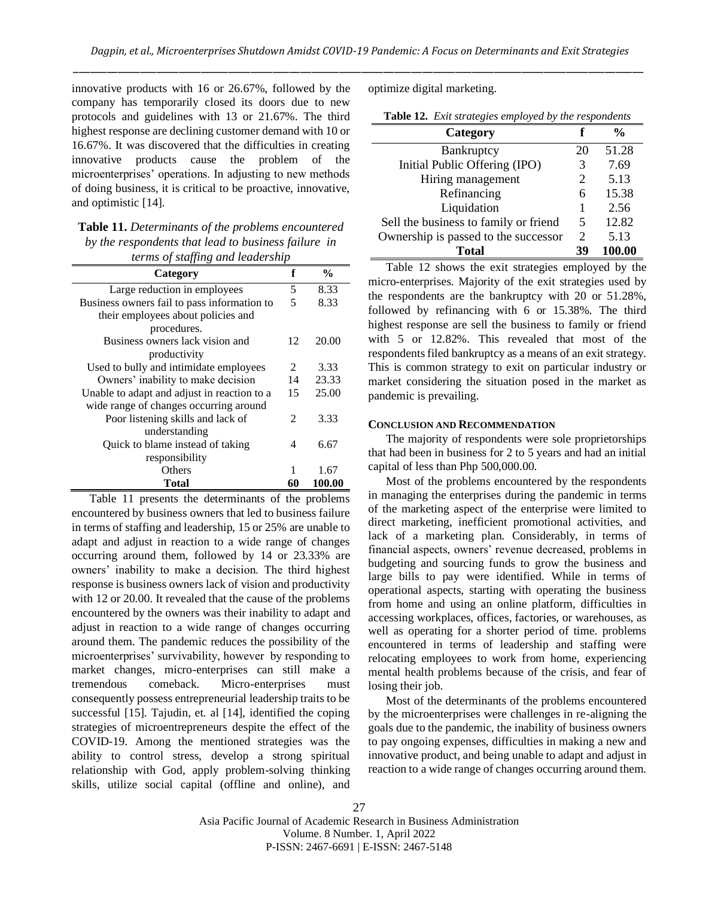innovative products with 16 or 26.67%, followed by the company has temporarily closed its doors due to new protocols and guidelines with 13 or 21.67%. The third highest response are declining customer demand with 10 or 16.67%. It was discovered that the difficulties in creating innovative products cause the problem of the microenterprises' operations. In adjusting to new methods of doing business, it is critical to be proactive, innovative, and optimistic [14].

**Table 11.** *Determinants of the problems encountered by the respondents that lead to business failure in terms of staffing and leadership*

| Category | f | % |
|---|---|---|
| Large reduction in employees | 5 | 8.33 |
| Business owners fail to pass information to their employees about policies and procedures. | 5 | 8.33 |
| Business owners lack vision and productivity | 12 | 20.00 |
| Used to bully and intimidate employees | 2 | 3.33 |
| Owners' inability to make decision | 14 | 23.33 |
| Unable to adapt and adjust in reaction to a wide range of changes occurring around | 15 | 25.00 |
| Poor listening skills and lack of understanding | 2 | 3.33 |
| Quick to blame instead of taking responsibility | 4 | 6.67 |
| Others | 1 | 1.67 |
| **Total** | **60** | **100.00** |

Table 11 presents the determinants of the problems encountered by business owners that led to business failure in terms of staffing and leadership, 15 or 25% are unable to adapt and adjust in reaction to a wide range of changes occurring around them, followed by 14 or 23.33% are owners' inability to make a decision. The third highest response is business owners lack of vision and productivity with 12 or 20.00. It revealed that the cause of the problems encountered by the owners was their inability to adapt and adjust in reaction to a wide range of changes occurring around them. The pandemic reduces the possibility of the microenterprises' survivability, however by responding to market changes, micro-enterprises can still make a tremendous comeback. Micro-enterprises must consequently possess entrepreneurial leadership traits to be successful [15]. Tajudin, et. al [14], identified the coping strategies of microentrepreneurs despite the effect of the COVID-19. Among the mentioned strategies was the ability to control stress, develop a strong spiritual relationship with God, apply problem-solving thinking skills, utilize social capital (offline and online), and optimize digital marketing.

**Table 12.** *Exit strategies employed by the respondents*

| Category | f | % |
|---|---|---|
| Bankruptcy | 20 | 51.28 |
| Initial Public Offering (IPO) | 3 | 7.69 |
| Hiring management | 2 | 5.13 |
| Refinancing | 6 | 15.38 |
| Liquidation | 1 | 2.56 |
| Sell the business to family or friend | 5 | 12.82 |
| Ownership is passed to the successor | 2 | 5.13 |
| **Total** | **39** | **100.00** |

Table 12 shows the exit strategies employed by the micro-enterprises. Majority of the exit strategies used by the respondents are the bankruptcy with 20 or 51.28%, followed by refinancing with 6 or 15.38%. The third highest response are sell the business to family or friend with 5 or 12.82%. This revealed that most of the respondents filed bankruptcy as a means of an exit strategy. This is common strategy to exit on particular industry or market considering the situation posed in the market as pandemic is prevailing.

## CONCLUSION AND RECOMMENDATION

The majority of respondents were sole proprietorships that had been in business for 2 to 5 years and had an initial capital of less than Php 500,000.00.

Most of the problems encountered by the respondents in managing the enterprises during the pandemic in terms of the marketing aspect of the enterprise were limited to direct marketing, inefficient promotional activities, and lack of a marketing plan. Considerably, in terms of financial aspects, owners' revenue decreased, problems in budgeting and sourcing funds to grow the business and large bills to pay were identified. While in terms of operational aspects, starting with operating the business from home and using an online platform, difficulties in accessing workplaces, offices, factories, or warehouses, as well as operating for a shorter period of time. problems encountered in terms of leadership and staffing were relocating employees to work from home, experiencing mental health problems because of the crisis, and fear of losing their job.

Most of the determinants of the problems encountered by the microenterprises were challenges in re-aligning the goals due to the pandemic, the inability of business owners to pay ongoing expenses, difficulties in making a new and innovative product, and being unable to adapt and adjust in reaction to a wide range of changes occurring around them.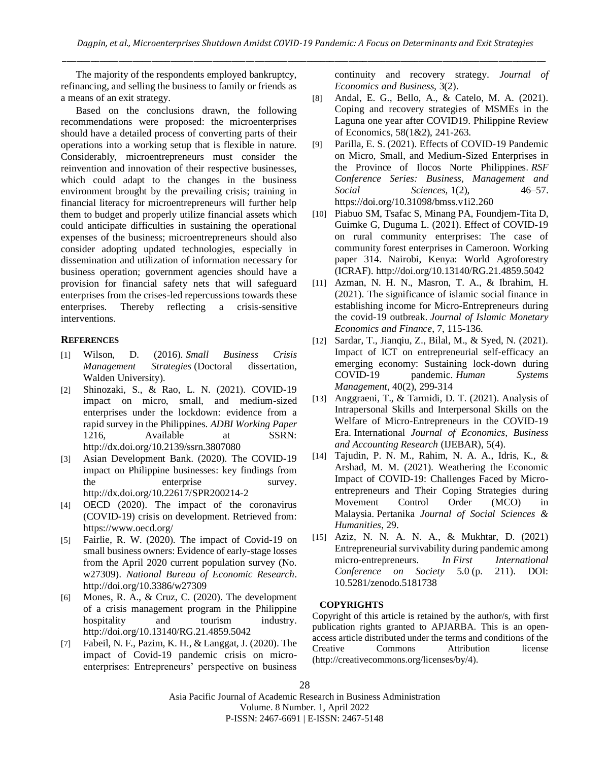The majority of the respondents employed bankruptcy, refinancing, and selling the business to family or friends as a means of an exit strategy.

Based on the conclusions drawn, the following recommendations were proposed: the microenterprises should have a detailed process of converting parts of their operations into a working setup that is flexible in nature. Considerably, microentrepreneurs must consider the reinvention and innovation of their respective businesses, which could adapt to the changes in the business environment brought by the prevailing crisis; training in financial literacy for microentrepreneurs will further help them to budget and properly utilize financial assets which could anticipate difficulties in sustaining the operational expenses of the business; microentrepreneurs should also consider adopting updated technologies, especially in dissemination and utilization of information necessary for business operation; government agencies should have a provision for financial safety nets that will safeguard enterprises from the crises-led repercussions towards these enterprises. Thereby reflecting a crisis-sensitive interventions.

## REFERENCES

[1] Wilson, D. (2016). *Small Business Crisis Management Strategies* (Doctoral dissertation, Walden University).

[2] Shinozaki, S., & Rao, L. N. (2021). COVID-19 impact on micro, small, and medium-sized enterprises under the lockdown: evidence from a rapid survey in the Philippines. *ADBI Working Paper* 1216, Available at SSRN: http://dx.doi.org/10.2139/ssrn.3807080

[3] Asian Development Bank. (2020). The COVID-19 impact on Philippine businesses: key findings from the enterprise survey. http://dx.doi.org/10.22617/SPR200214-2

[4] OECD (2020). The impact of the coronavirus (COVID-19) crisis on development. Retrieved from: https://www.oecd.org/

[5] Fairlie, R. W. (2020). The impact of Covid-19 on small business owners: Evidence of early-stage losses from the April 2020 current population survey (No. w27309). *National Bureau of Economic Research*. http://doi.org/10.3386/w27309

[6] Mones, R. A., & Cruz, C. (2020). The development of a crisis management program in the Philippine hospitality and tourism industry. http://doi.org/10.13140/RG.21.4859.5042

[7] Fabeil, N. F., Pazim, K. H., & Langgat, J. (2020). The impact of Covid-19 pandemic crisis on micro-enterprises: Entrepreneurs' perspective on business continuity and recovery strategy. *Journal of Economics and Business*, 3(2).

[8] Andal, E. G., Bello, A., & Catelo, M. A. (2021). Coping and recovery strategies of MSMEs in the Laguna one year after COVID19. Philippine Review of Economics, 58(1&2), 241-263.

[9] Parilla, E. S. (2021). Effects of COVID-19 Pandemic on Micro, Small, and Medium-Sized Enterprises in the Province of Ilocos Norte Philippines. *RSF Conference Series: Business, Management and Social Sciences*, 1(2), 46–57. https://doi.org/10.31098/bmss.v1i2.260

[10] Piabuo SM, Tsafac S, Minang PA, Foundjem-Tita D, Guimke G, Duguma L. (2021). Effect of COVID-19 on rural community enterprises: The case of community forest enterprises in Cameroon. Working paper 314. Nairobi, Kenya: World Agroforestry (ICRAF). http://doi.org/10.13140/RG.21.4859.5042

[11] Azman, N. H. N., Masron, T. A., & Ibrahim, H. (2021). The significance of islamic social finance in establishing income for Micro-Entrepreneurs during the covid-19 outbreak. *Journal of Islamic Monetary Economics and Finance*, 7, 115-136.

[12] Sardar, T., Jianqiu, Z., Bilal, M., & Syed, N. (2021). Impact of ICT on entrepreneurial self-efficacy an emerging economy: Sustaining lock-down during COVID-19 pandemic. *Human Systems Management*, 40(2), 299-314

[13] Anggraeni, T., & Tarmidi, D. T. (2021). Analysis of Intrapersonal Skills and Interpersonal Skills on the Welfare of Micro-Entrepreneurs in the COVID-19 Era. International *Journal of Economics, Business and Accounting Research* (IJEBAR), 5(4).

[14] Tajudin, P. N. M., Rahim, N. A. A., Idris, K., & Arshad, M. M. (2021). Weathering the Economic Impact of COVID-19: Challenges Faced by Micro-entrepreneurs and Their Coping Strategies during Movement Control Order (MCO) in Malaysia. Pertanika *Journal of Social Sciences & Humanities*, 29.

[15] Aziz, N. N. A. N. A., & Mukhtar, D. (2021) Entrepreneurial survivability during pandemic among micro-entrepreneurs. *In First International Conference on Society* 5.0 (p. 211). DOI: 10.5281/zenodo.5181738

## COPYRIGHTS

Copyright of this article is retained by the author/s, with first publication rights granted to APJARBA. This is an open-access article distributed under the terms and conditions of the Creative Commons Attribution license (http://creativecommons.org/licenses/by/4).